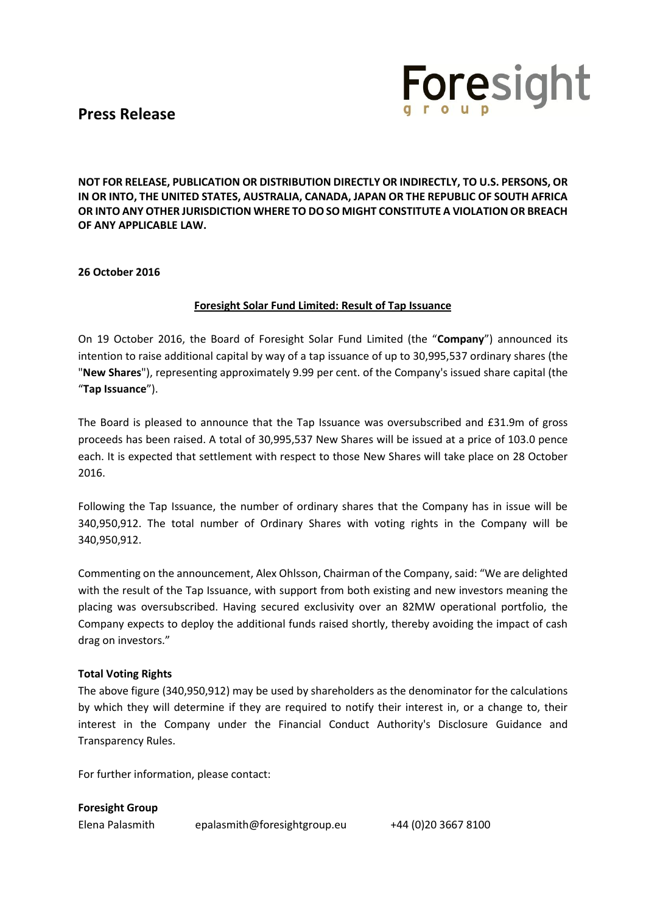# Press Release

**Foresight group**

**NOT FOR RELEASE, PUBLICATION OR DISTRIBUTION DIRECTLY OR INDIRECTLY, TO U.S. PERSONS, OR IN OR INTO, THE UNITED STATES, AUSTRALIA, CANADA, JAPAN OR THE REPUBLIC OF SOUTH AFRICA OR INTO ANY OTHER JURISDICTION WHERE TO DO SO MIGHT CONSTITUTE A VIOLATION OR BREACH OF ANY APPLICABLE LAW.**

**26 October 2016**

## Foresight Solar Fund Limited: Result of Tap Issuance

On 19 October 2016, the Board of Foresight Solar Fund Limited (the "**Company**") announced its intention to raise additional capital by way of a tap issuance of up to 30,995,537 ordinary shares (the "**New Shares**"), representing approximately 9.99 per cent. of the Company's issued share capital (the "**Tap Issuance**").

The Board is pleased to announce that the Tap Issuance was oversubscribed and £31.9m of gross proceeds has been raised. A total of 30,995,537 New Shares will be issued at a price of 103.0 pence each. It is expected that settlement with respect to those New Shares will take place on 28 October 2016.

Following the Tap Issuance, the number of ordinary shares that the Company has in issue will be 340,950,912. The total number of Ordinary Shares with voting rights in the Company will be 340,950,912.

Commenting on the announcement, Alex Ohlsson, Chairman of the Company, said: "We are delighted with the result of the Tap Issuance, with support from both existing and new investors meaning the placing was oversubscribed. Having secured exclusivity over an 82MW operational portfolio, the Company expects to deploy the additional funds raised shortly, thereby avoiding the impact of cash drag on investors."

**Total Voting Rights**

The above figure (340,950,912) may be used by shareholders as the denominator for the calculations by which they will determine if they are required to notify their interest in, or a change to, their interest in the Company under the Financial Conduct Authority's Disclosure Guidance and Transparency Rules.

For further information, please contact:

**Foresight Group**

Elena Palasmith epalasmith@foresightgroup.eu +44 (0)20 3667 8100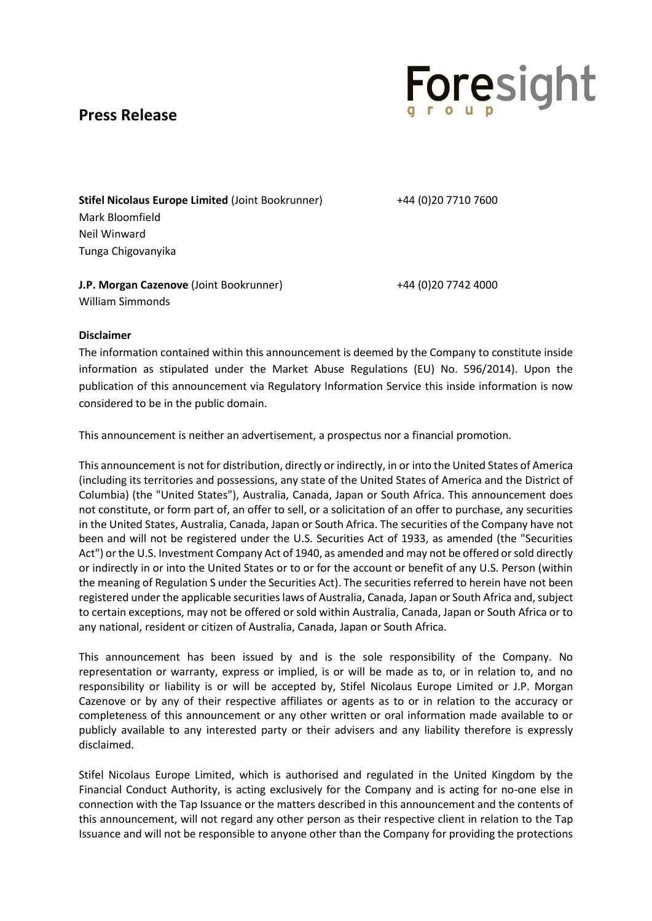**Stifel Nicolaus Europe Limited** (Joint Bookrunner) +44 (0)20 7710 7600
Mark Bloomfield
Neil Winward
Tunga Chigovanyika

**J.P. Morgan Cazenove** (Joint Bookrunner) +44 (0)20 7742 4000
William Simmonds

**Disclaimer**

The information contained within this announcement is deemed by the Company to constitute inside information as stipulated under the Market Abuse Regulations (EU) No. 596/2014). Upon the publication of this announcement via Regulatory Information Service this inside information is now considered to be in the public domain.

This announcement is neither an advertisement, a prospectus nor a financial promotion.

This announcement is not for distribution, directly or indirectly, in or into the United States of America (including its territories and possessions, any state of the United States of America and the District of Columbia) (the "United States"), Australia, Canada, Japan or South Africa. This announcement does not constitute, or form part of, an offer to sell, or a solicitation of an offer to purchase, any securities in the United States, Australia, Canada, Japan or South Africa. The securities of the Company have not been and will not be registered under the U.S. Securities Act of 1933, as amended (the "Securities Act") or the U.S. Investment Company Act of 1940, as amended and may not be offered or sold directly or indirectly in or into the United States or to or for the account or benefit of any U.S. Person (within the meaning of Regulation S under the Securities Act). The securities referred to herein have not been registered under the applicable securities laws of Australia, Canada, Japan or South Africa and, subject to certain exceptions, may not be offered or sold within Australia, Canada, Japan or South Africa or to any national, resident or citizen of Australia, Canada, Japan or South Africa.

This announcement has been issued by and is the sole responsibility of the Company. No representation or warranty, express or implied, is or will be made as to, or in relation to, and no responsibility or liability is or will be accepted by, Stifel Nicolaus Europe Limited or J.P. Morgan Cazenove or by any of their respective affiliates or agents as to or in relation to the accuracy or completeness of this announcement or any other written or oral information made available to or publicly available to any interested party or their advisers and any liability therefore is expressly disclaimed.

Stifel Nicolaus Europe Limited, which is authorised and regulated in the United Kingdom by the Financial Conduct Authority, is acting exclusively for the Company and is acting for no-one else in connection with the Tap Issuance or the matters described in this announcement and the contents of this announcement, will not regard any other person as their respective client in relation to the Tap Issuance and will not be responsible to anyone other than the Company for providing the protections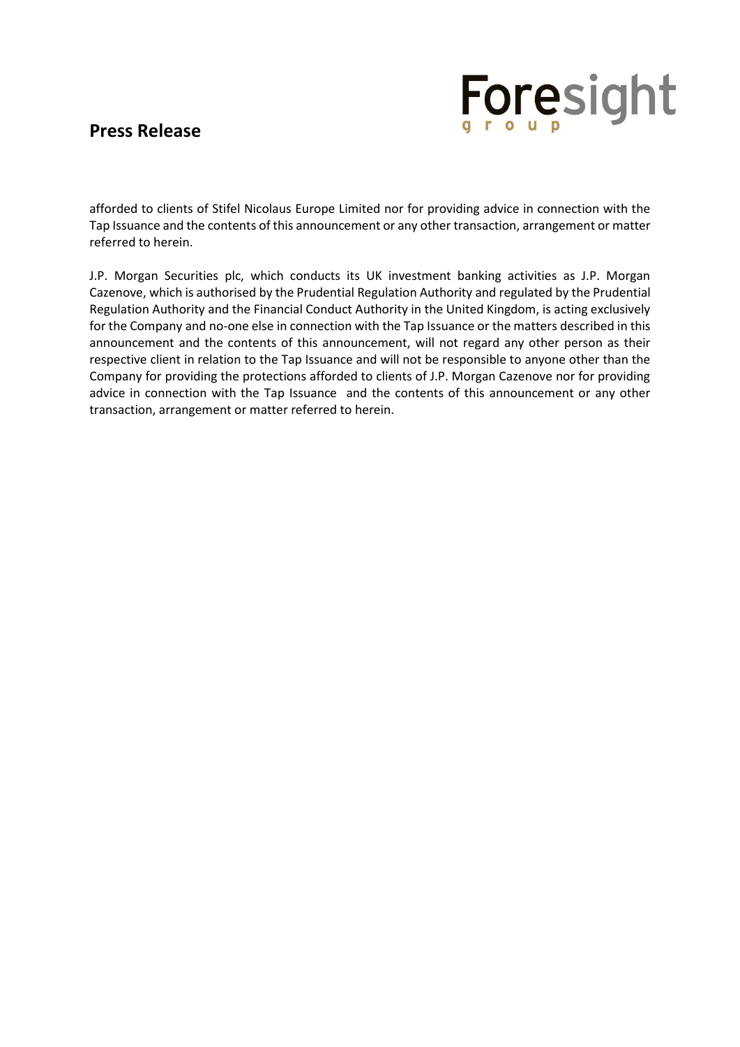afforded to clients of Stifel Nicolaus Europe Limited nor for providing advice in connection with the Tap Issuance and the contents of this announcement or any other transaction, arrangement or matter referred to herein.

J.P. Morgan Securities plc, which conducts its UK investment banking activities as J.P. Morgan Cazenove, which is authorised by the Prudential Regulation Authority and regulated by the Prudential Regulation Authority and the Financial Conduct Authority in the United Kingdom, is acting exclusively for the Company and no-one else in connection with the Tap Issuance or the matters described in this announcement and the contents of this announcement, will not regard any other person as their respective client in relation to the Tap Issuance and will not be responsible to anyone other than the Company for providing the protections afforded to clients of J.P. Morgan Cazenove nor for providing advice in connection with the Tap Issuance and the contents of this announcement or any other transaction, arrangement or matter referred to herein.